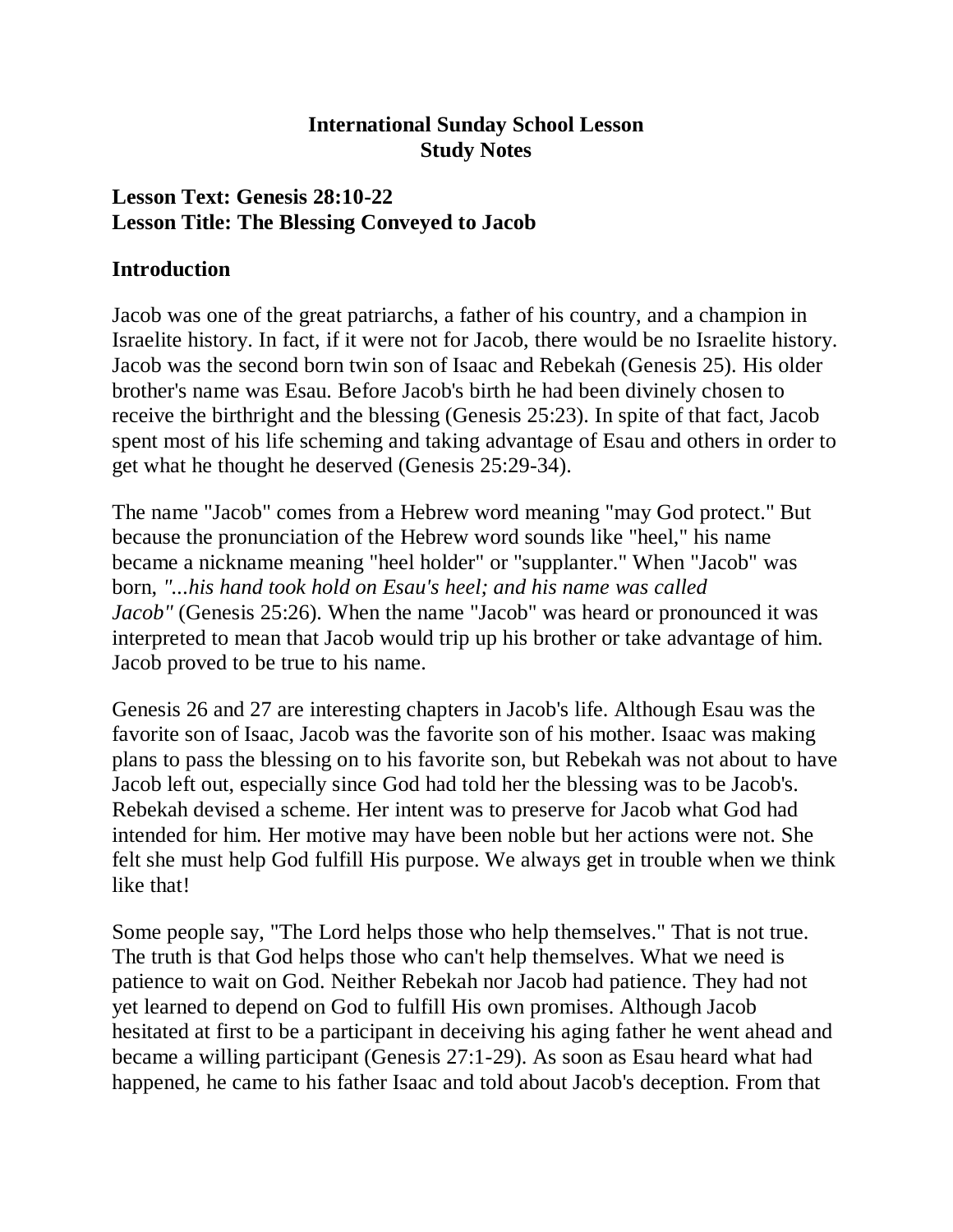**International Sunday School Lesson**
**Study Notes**

**Lesson Text: Genesis 28:10-22**
**Lesson Title: The Blessing Conveyed to Jacob**

## Introduction

Jacob was one of the great patriarchs, a father of his country, and a champion in Israelite history. In fact, if it were not for Jacob, there would be no Israelite history. Jacob was the second born twin son of Isaac and Rebekah (Genesis 25). His older brother's name was Esau. Before Jacob's birth he had been divinely chosen to receive the birthright and the blessing (Genesis 25:23). In spite of that fact, Jacob spent most of his life scheming and taking advantage of Esau and others in order to get what he thought he deserved (Genesis 25:29-34).

The name "Jacob" comes from a Hebrew word meaning "may God protect." But because the pronunciation of the Hebrew word sounds like "heel," his name became a nickname meaning "heel holder" or "supplanter." When "Jacob" was born, *"...his hand took hold on Esau's heel; and his name was called Jacob"* (Genesis 25:26). When the name "Jacob" was heard or pronounced it was interpreted to mean that Jacob would trip up his brother or take advantage of him. Jacob proved to be true to his name.

Genesis 26 and 27 are interesting chapters in Jacob's life. Although Esau was the favorite son of Isaac, Jacob was the favorite son of his mother. Isaac was making plans to pass the blessing on to his favorite son, but Rebekah was not about to have Jacob left out, especially since God had told her the blessing was to be Jacob's. Rebekah devised a scheme. Her intent was to preserve for Jacob what God had intended for him. Her motive may have been noble but her actions were not. She felt she must help God fulfill His purpose. We always get in trouble when we think like that!

Some people say, "The Lord helps those who help themselves." That is not true. The truth is that God helps those who can't help themselves. What we need is patience to wait on God. Neither Rebekah nor Jacob had patience. They had not yet learned to depend on God to fulfill His own promises. Although Jacob hesitated at first to be a participant in deceiving his aging father he went ahead and became a willing participant (Genesis 27:1-29). As soon as Esau heard what had happened, he came to his father Isaac and told about Jacob's deception. From that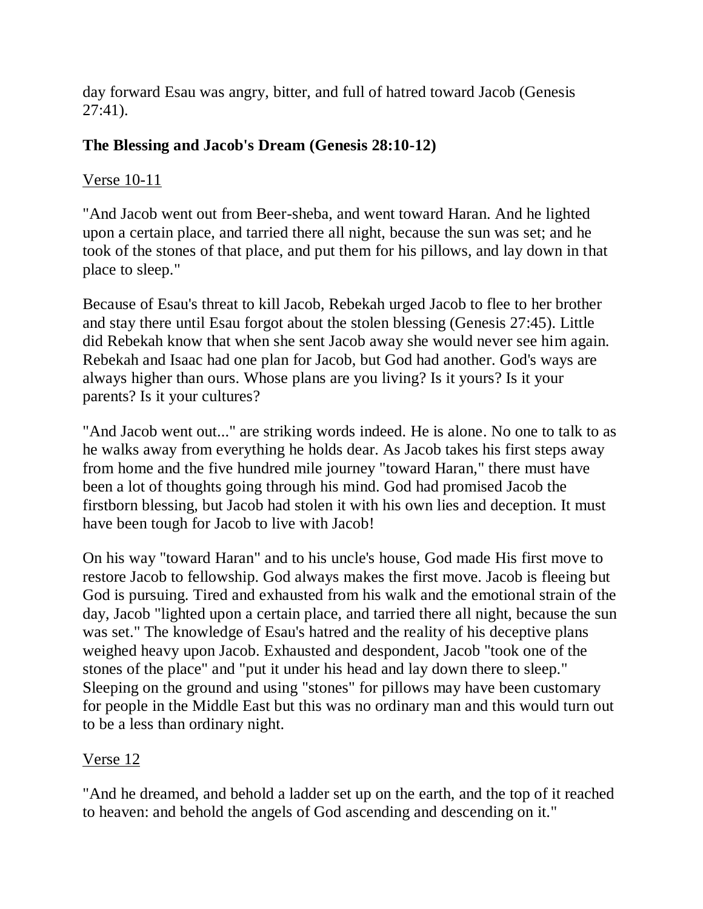day forward Esau was angry, bitter, and full of hatred toward Jacob (Genesis 27:41).

### The Blessing and Jacob's Dream (Genesis 28:10-12)

<u>Verse 10-11</u>

"And Jacob went out from Beer-sheba, and went toward Haran. And he lighted upon a certain place, and tarried there all night, because the sun was set; and he took of the stones of that place, and put them for his pillows, and lay down in that place to sleep."

Because of Esau's threat to kill Jacob, Rebekah urged Jacob to flee to her brother and stay there until Esau forgot about the stolen blessing (Genesis 27:45). Little did Rebekah know that when she sent Jacob away she would never see him again. Rebekah and Isaac had one plan for Jacob, but God had another. God's ways are always higher than ours. Whose plans are you living? Is it yours? Is it your parents? Is it your cultures?

"And Jacob went out..." are striking words indeed. He is alone. No one to talk to as he walks away from everything he holds dear. As Jacob takes his first steps away from home and the five hundred mile journey "toward Haran," there must have been a lot of thoughts going through his mind. God had promised Jacob the firstborn blessing, but Jacob had stolen it with his own lies and deception. It must have been tough for Jacob to live with Jacob!

On his way "toward Haran" and to his uncle's house, God made His first move to restore Jacob to fellowship. God always makes the first move. Jacob is fleeing but God is pursuing. Tired and exhausted from his walk and the emotional strain of the day, Jacob "lighted upon a certain place, and tarried there all night, because the sun was set." The knowledge of Esau's hatred and the reality of his deceptive plans weighed heavy upon Jacob. Exhausted and despondent, Jacob "took one of the stones of the place" and "put it under his head and lay down there to sleep." Sleeping on the ground and using "stones" for pillows may have been customary for people in the Middle East but this was no ordinary man and this would turn out to be a less than ordinary night.

<u>Verse 12</u>

"And he dreamed, and behold a ladder set up on the earth, and the top of it reached to heaven: and behold the angels of God ascending and descending on it."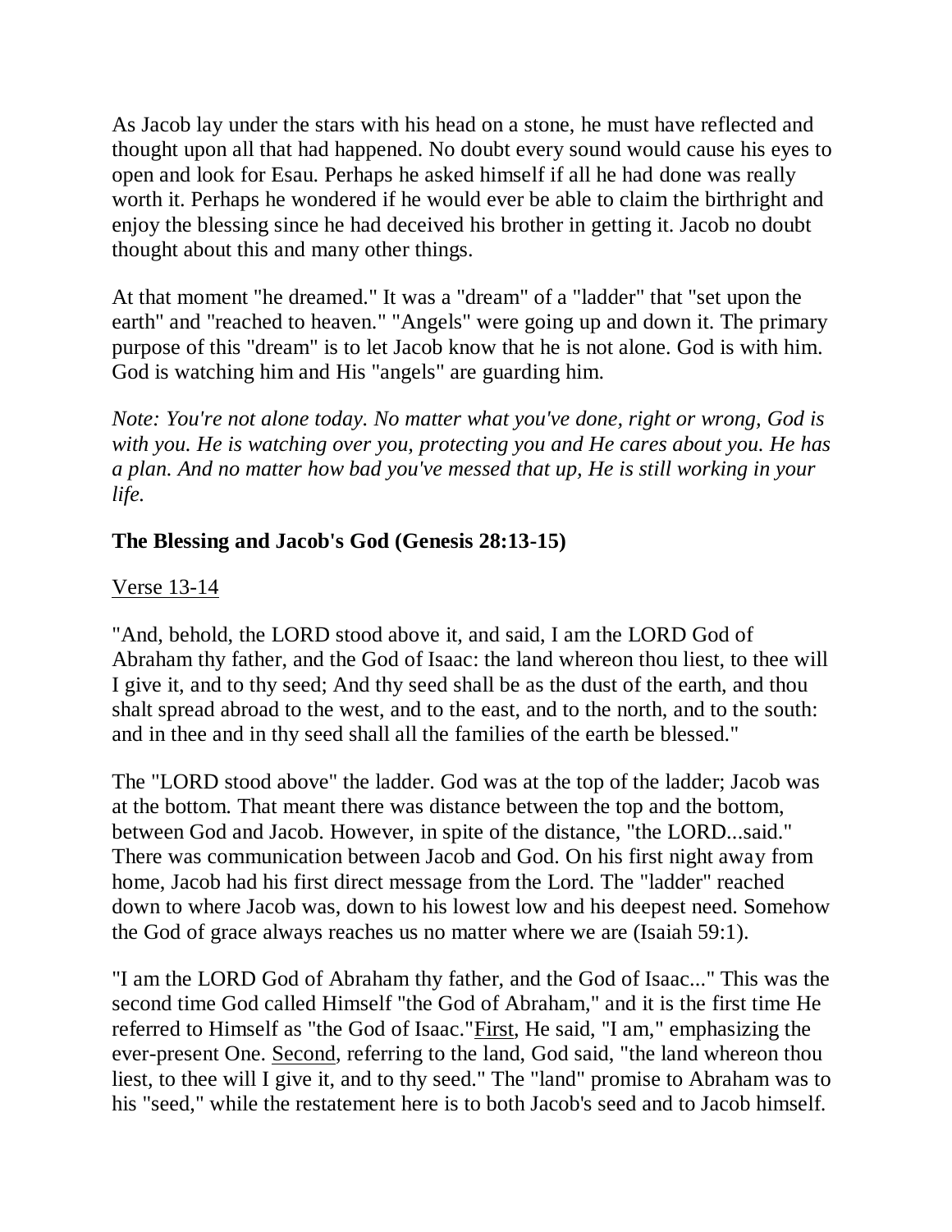As Jacob lay under the stars with his head on a stone, he must have reflected and thought upon all that had happened. No doubt every sound would cause his eyes to open and look for Esau. Perhaps he asked himself if all he had done was really worth it. Perhaps he wondered if he would ever be able to claim the birthright and enjoy the blessing since he had deceived his brother in getting it. Jacob no doubt thought about this and many other things.

At that moment "he dreamed." It was a "dream" of a "ladder" that "set upon the earth" and "reached to heaven." "Angels" were going up and down it. The primary purpose of this "dream" is to let Jacob know that he is not alone. God is with him. God is watching him and His "angels" are guarding him.

*Note: You're not alone today. No matter what you've done, right or wrong, God is with you. He is watching over you, protecting you and He cares about you. He has a plan. And no matter how bad you've messed that up, He is still working in your life.*

**The Blessing and Jacob's God (Genesis 28:13-15)**

<u>Verse 13-14</u>

"And, behold, the LORD stood above it, and said, I am the LORD God of Abraham thy father, and the God of Isaac: the land whereon thou liest, to thee will I give it, and to thy seed; And thy seed shall be as the dust of the earth, and thou shalt spread abroad to the west, and to the east, and to the north, and to the south: and in thee and in thy seed shall all the families of the earth be blessed."

The "LORD stood above" the ladder. God was at the top of the ladder; Jacob was at the bottom. That meant there was distance between the top and the bottom, between God and Jacob. However, in spite of the distance, "the LORD...said." There was communication between Jacob and God. On his first night away from home, Jacob had his first direct message from the Lord. The "ladder" reached down to where Jacob was, down to his lowest low and his deepest need. Somehow the God of grace always reaches us no matter where we are (Isaiah 59:1).

"I am the LORD God of Abraham thy father, and the God of Isaac..." This was the second time God called Himself "the God of Abraham," and it is the first time He referred to Himself as "the God of Isaac."<u>First</u>, He said, "I am," emphasizing the ever-present One. <u>Second</u>, referring to the land, God said, "the land whereon thou liest, to thee will I give it, and to thy seed." The "land" promise to Abraham was to his "seed," while the restatement here is to both Jacob's seed and to Jacob himself.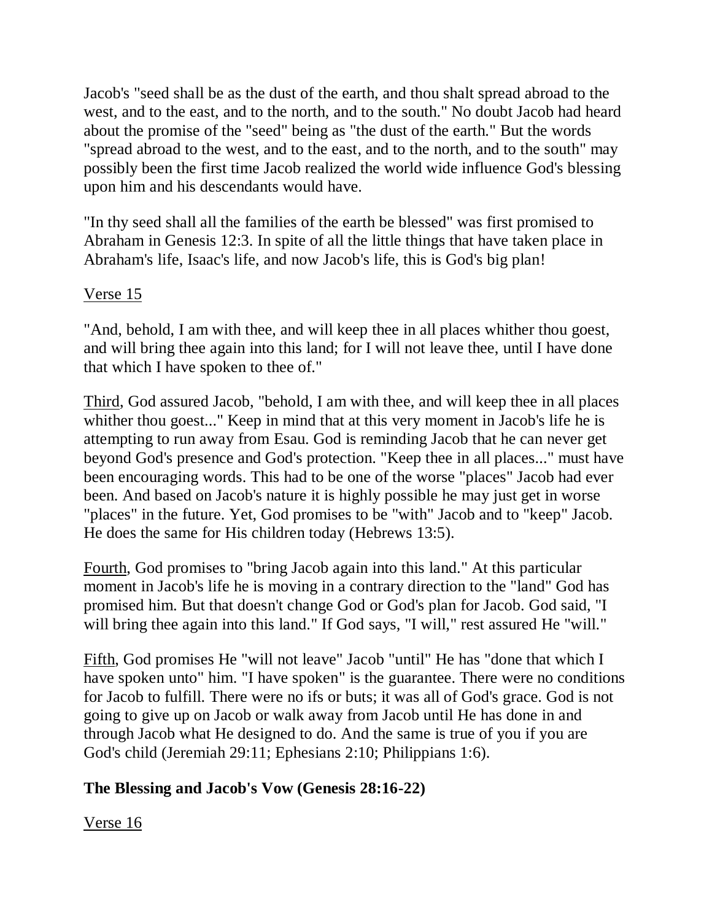Jacob's "seed shall be as the dust of the earth, and thou shalt spread abroad to the west, and to the east, and to the north, and to the south." No doubt Jacob had heard about the promise of the "seed" being as "the dust of the earth." But the words "spread abroad to the west, and to the east, and to the north, and to the south" may possibly been the first time Jacob realized the world wide influence God's blessing upon him and his descendants would have.

"In thy seed shall all the families of the earth be blessed" was first promised to Abraham in Genesis 12:3. In spite of all the little things that have taken place in Abraham's life, Isaac's life, and now Jacob's life, this is God's big plan!

<u>Verse 15</u>

"And, behold, I am with thee, and will keep thee in all places whither thou goest, and will bring thee again into this land; for I will not leave thee, until I have done that which I have spoken to thee of."

<u>Third</u>, God assured Jacob, "behold, I am with thee, and will keep thee in all places whither thou goest..." Keep in mind that at this very moment in Jacob's life he is attempting to run away from Esau. God is reminding Jacob that he can never get beyond God's presence and God's protection. "Keep thee in all places..." must have been encouraging words. This had to be one of the worse "places" Jacob had ever been. And based on Jacob's nature it is highly possible he may just get in worse "places" in the future. Yet, God promises to be "with" Jacob and to "keep" Jacob. He does the same for His children today (Hebrews 13:5).

<u>Fourth</u>, God promises to "bring Jacob again into this land." At this particular moment in Jacob's life he is moving in a contrary direction to the "land" God has promised him. But that doesn't change God or God's plan for Jacob. God said, "I will bring thee again into this land." If God says, "I will," rest assured He "will."

<u>Fifth</u>, God promises He "will not leave" Jacob "until" He has "done that which I have spoken unto" him. "I have spoken" is the guarantee. There were no conditions for Jacob to fulfill. There were no ifs or buts; it was all of God's grace. God is not going to give up on Jacob or walk away from Jacob until He has done in and through Jacob what He designed to do. And the same is true of you if you are God's child (Jeremiah 29:11; Ephesians 2:10; Philippians 1:6).

**The Blessing and Jacob's Vow (Genesis 28:16-22)**

<u>Verse 16</u>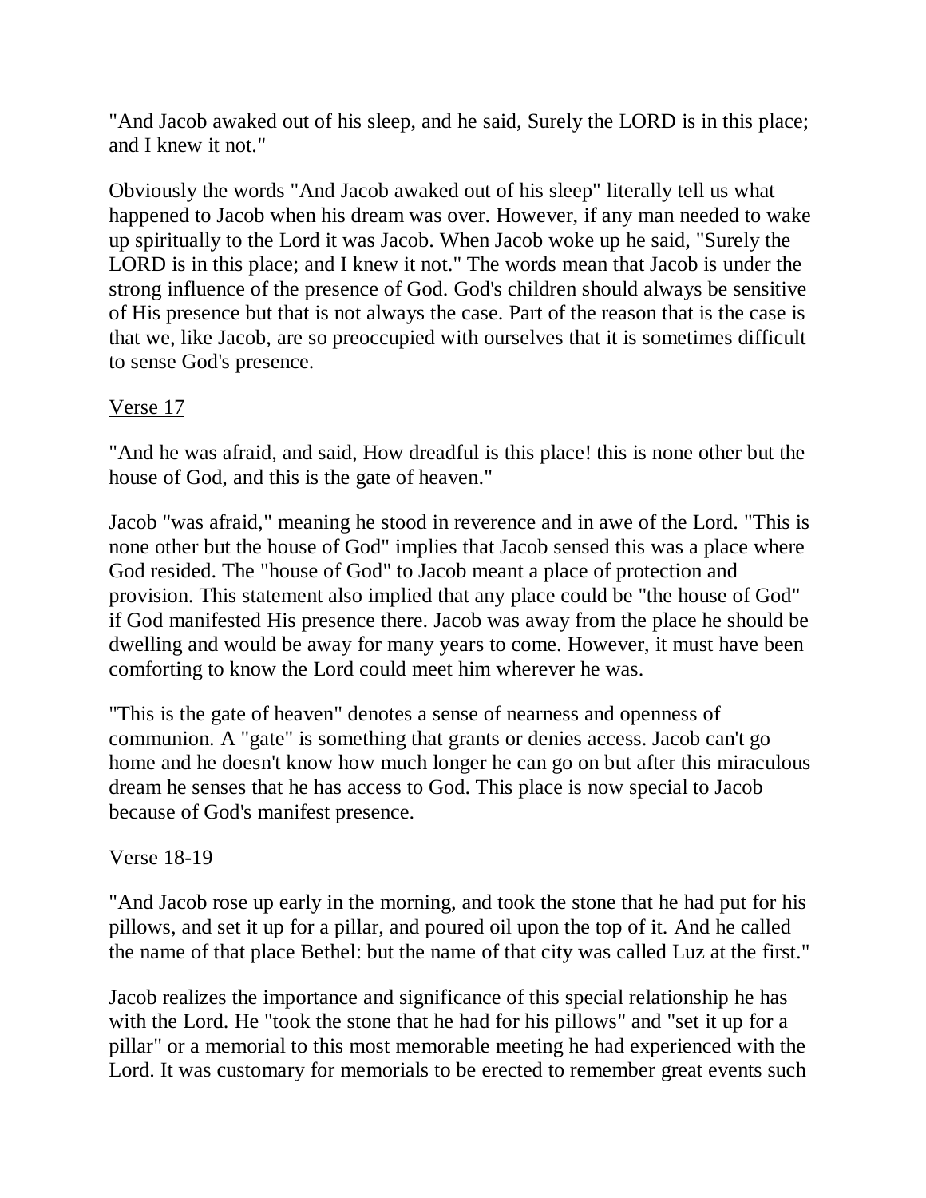"And Jacob awaked out of his sleep, and he said, Surely the LORD is in this place; and I knew it not."

Obviously the words "And Jacob awaked out of his sleep" literally tell us what happened to Jacob when his dream was over. However, if any man needed to wake up spiritually to the Lord it was Jacob. When Jacob woke up he said, "Surely the LORD is in this place; and I knew it not." The words mean that Jacob is under the strong influence of the presence of God. God's children should always be sensitive of His presence but that is not always the case. Part of the reason that is the case is that we, like Jacob, are so preoccupied with ourselves that it is sometimes difficult to sense God's presence.

Verse 17

"And he was afraid, and said, How dreadful is this place! this is none other but the house of God, and this is the gate of heaven."

Jacob "was afraid," meaning he stood in reverence and in awe of the Lord. "This is none other but the house of God" implies that Jacob sensed this was a place where God resided. The "house of God" to Jacob meant a place of protection and provision. This statement also implied that any place could be "the house of God" if God manifested His presence there. Jacob was away from the place he should be dwelling and would be away for many years to come. However, it must have been comforting to know the Lord could meet him wherever he was.

"This is the gate of heaven" denotes a sense of nearness and openness of communion. A "gate" is something that grants or denies access. Jacob can't go home and he doesn't know how much longer he can go on but after this miraculous dream he senses that he has access to God. This place is now special to Jacob because of God's manifest presence.

Verse 18-19

"And Jacob rose up early in the morning, and took the stone that he had put for his pillows, and set it up for a pillar, and poured oil upon the top of it. And he called the name of that place Bethel: but the name of that city was called Luz at the first."

Jacob realizes the importance and significance of this special relationship he has with the Lord. He "took the stone that he had for his pillows" and "set it up for a pillar" or a memorial to this most memorable meeting he had experienced with the Lord. It was customary for memorials to be erected to remember great events such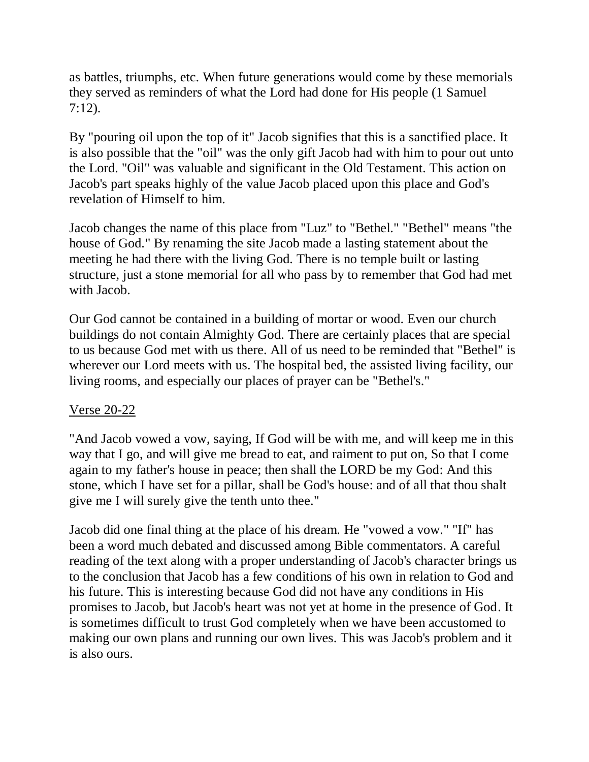as battles, triumphs, etc. When future generations would come by these memorials they served as reminders of what the Lord had done for His people (1 Samuel 7:12).

By "pouring oil upon the top of it" Jacob signifies that this is a sanctified place. It is also possible that the "oil" was the only gift Jacob had with him to pour out unto the Lord. "Oil" was valuable and significant in the Old Testament. This action on Jacob's part speaks highly of the value Jacob placed upon this place and God's revelation of Himself to him.

Jacob changes the name of this place from "Luz" to "Bethel." "Bethel" means "the house of God." By renaming the site Jacob made a lasting statement about the meeting he had there with the living God. There is no temple built or lasting structure, just a stone memorial for all who pass by to remember that God had met with Jacob.

Our God cannot be contained in a building of mortar or wood. Even our church buildings do not contain Almighty God. There are certainly places that are special to us because God met with us there. All of us need to be reminded that "Bethel" is wherever our Lord meets with us. The hospital bed, the assisted living facility, our living rooms, and especially our places of prayer can be "Bethel's."

<u>Verse 20-22</u>

"And Jacob vowed a vow, saying, If God will be with me, and will keep me in this way that I go, and will give me bread to eat, and raiment to put on, So that I come again to my father's house in peace; then shall the LORD be my God: And this stone, which I have set for a pillar, shall be God's house: and of all that thou shalt give me I will surely give the tenth unto thee."

Jacob did one final thing at the place of his dream. He "vowed a vow." "If" has been a word much debated and discussed among Bible commentators. A careful reading of the text along with a proper understanding of Jacob's character brings us to the conclusion that Jacob has a few conditions of his own in relation to God and his future. This is interesting because God did not have any conditions in His promises to Jacob, but Jacob's heart was not yet at home in the presence of God. It is sometimes difficult to trust God completely when we have been accustomed to making our own plans and running our own lives. This was Jacob's problem and it is also ours.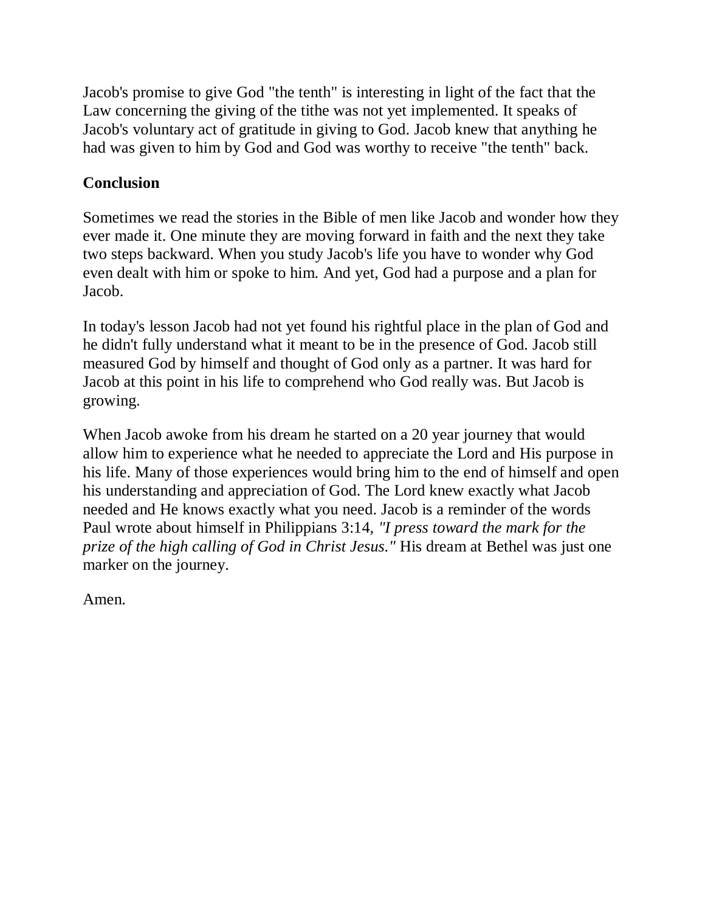Jacob's promise to give God "the tenth" is interesting in light of the fact that the Law concerning the giving of the tithe was not yet implemented. It speaks of Jacob's voluntary act of gratitude in giving to God. Jacob knew that anything he had was given to him by God and God was worthy to receive "the tenth" back.

**Conclusion**

Sometimes we read the stories in the Bible of men like Jacob and wonder how they ever made it. One minute they are moving forward in faith and the next they take two steps backward. When you study Jacob's life you have to wonder why God even dealt with him or spoke to him. And yet, God had a purpose and a plan for Jacob.

In today's lesson Jacob had not yet found his rightful place in the plan of God and he didn't fully understand what it meant to be in the presence of God. Jacob still measured God by himself and thought of God only as a partner. It was hard for Jacob at this point in his life to comprehend who God really was. But Jacob is growing.

When Jacob awoke from his dream he started on a 20 year journey that would allow him to experience what he needed to appreciate the Lord and His purpose in his life. Many of those experiences would bring him to the end of himself and open his understanding and appreciation of God. The Lord knew exactly what Jacob needed and He knows exactly what you need. Jacob is a reminder of the words Paul wrote about himself in Philippians 3:14, *"I press toward the mark for the prize of the high calling of God in Christ Jesus."* His dream at Bethel was just one marker on the journey.

Amen.